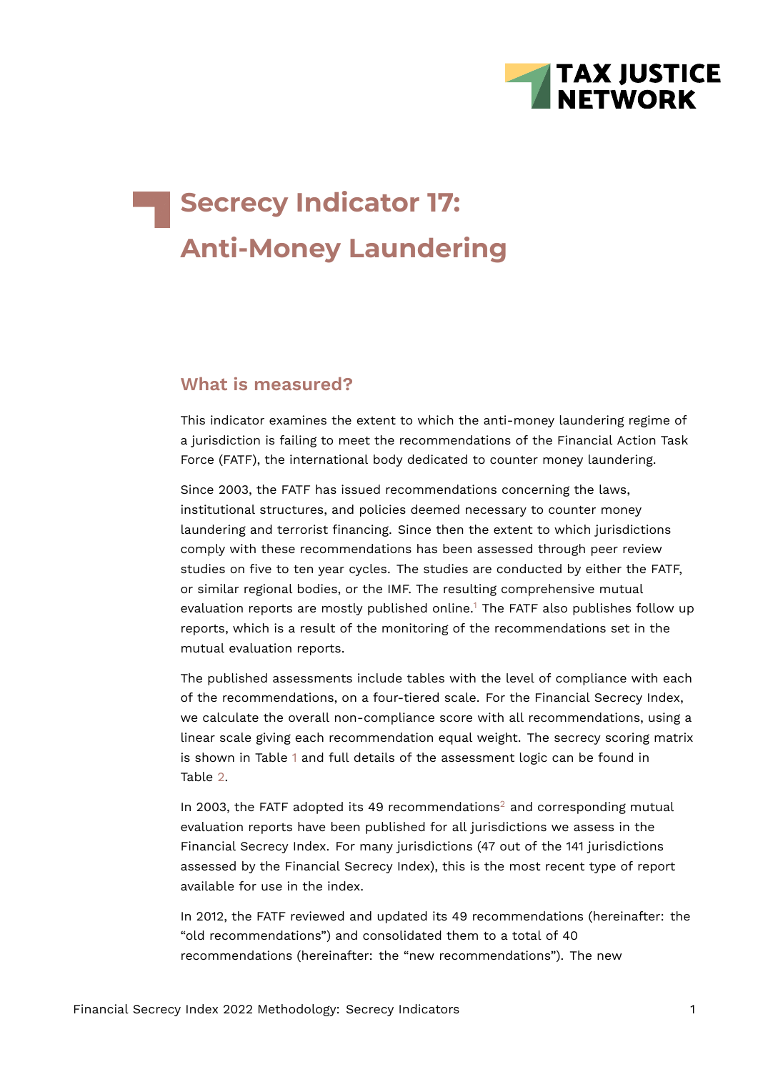# Secrecy Indicator 17: Anti-Money Laundering

## What is measured?

This indicator examines the extent to which the anti-money laundering regime of a jurisdiction is failing to meet the recommendations of the Financial Action Task Force (FATF), the international body dedicated to counter money laundering.

Since 2003, the FATF has issued recommendations concerning the laws, institutional structures, and policies deemed necessary to counter money laundering and terrorist financing. Since then the extent to which jurisdictions comply with these recommendations has been assessed through peer review studies on five to ten year cycles. The studies are conducted by either the FATF, or similar regional bodies, or the IMF. The resulting comprehensive mutual evaluation reports are mostly published online.[1] The FATF also publishes follow up reports, which is a result of the monitoring of the recommendations set in the mutual evaluation reports.

The published assessments include tables with the level of compliance with each of the recommendations, on a four-tiered scale. For the Financial Secrecy Index, we calculate the overall non-compliance score with all recommendations, using a linear scale giving each recommendation equal weight. The secrecy scoring matrix is shown in Table 1 and full details of the assessment logic can be found in Table 2.

In 2003, the FATF adopted its 49 recommendations[2] and corresponding mutual evaluation reports have been published for all jurisdictions we assess in the Financial Secrecy Index. For many jurisdictions (47 out of the 141 jurisdictions assessed by the Financial Secrecy Index), this is the most recent type of report available for use in the index.

In 2012, the FATF reviewed and updated its 49 recommendations (hereinafter: the "old recommendations") and consolidated them to a total of 40 recommendations (hereinafter: the "new recommendations"). The new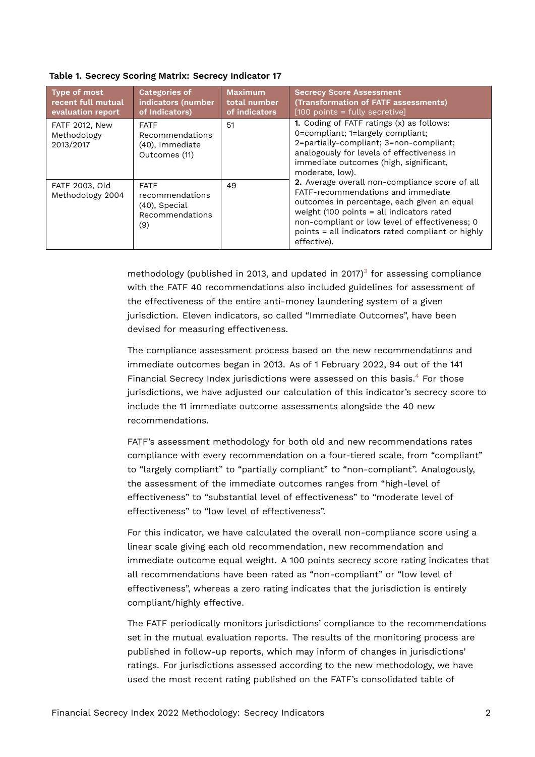**Table 1. Secrecy Scoring Matrix: Secrecy Indicator 17**

| Type of most recent full mutual evaluation report | Categories of indicators (number of Indicators) | Maximum total number of indicators | Secrecy Score Assessment (Transformation of FATF assessments) [100 points = fully secretive] |
|---|---|---|---|
| FATF 2012, New Methodology 2013/2017 | FATF Recommendations (40), Immediate Outcomes (11) | 51 | **1.** Coding of FATF ratings (x) as follows: 0=compliant; 1=largely compliant; 2=partially-compliant; 3=non-compliant; analogously for levels of effectiveness in immediate outcomes (high, significant, moderate, low). **2.** Average overall non-compliance score of all FATF-recommendations and immediate outcomes in percentage, each given an equal weight (100 points = all indicators rated non-compliant or low level of effectiveness; 0 points = all indicators rated compliant or highly effective). |
| FATF 2003, Old Methodology 2004 | FATF recommendations (40), Special Recommendations (9) | 49 | |

methodology (published in 2013, and updated in 2017)[3] for assessing compliance with the FATF 40 recommendations also included guidelines for assessment of the effectiveness of the entire anti-money laundering system of a given jurisdiction. Eleven indicators, so called "Immediate Outcomes", have been devised for measuring effectiveness.

The compliance assessment process based on the new recommendations and immediate outcomes began in 2013. As of 1 February 2022, 94 out of the 141 Financial Secrecy Index jurisdictions were assessed on this basis.[4] For those jurisdictions, we have adjusted our calculation of this indicator's secrecy score to include the 11 immediate outcome assessments alongside the 40 new recommendations.

FATF's assessment methodology for both old and new recommendations rates compliance with every recommendation on a four-tiered scale, from "compliant" to "largely compliant" to "partially compliant" to "non-compliant". Analogously, the assessment of the immediate outcomes ranges from "high-level of effectiveness" to "substantial level of effectiveness" to "moderate level of effectiveness" to "low level of effectiveness".

For this indicator, we have calculated the overall non-compliance score using a linear scale giving each old recommendation, new recommendation and immediate outcome equal weight. A 100 points secrecy score rating indicates that all recommendations have been rated as "non-compliant" or "low level of effectiveness", whereas a zero rating indicates that the jurisdiction is entirely compliant/highly effective.

The FATF periodically monitors jurisdictions' compliance to the recommendations set in the mutual evaluation reports. The results of the monitoring process are published in follow-up reports, which may inform of changes in jurisdictions' ratings. For jurisdictions assessed according to the new methodology, we have used the most recent rating published on the FATF's consolidated table of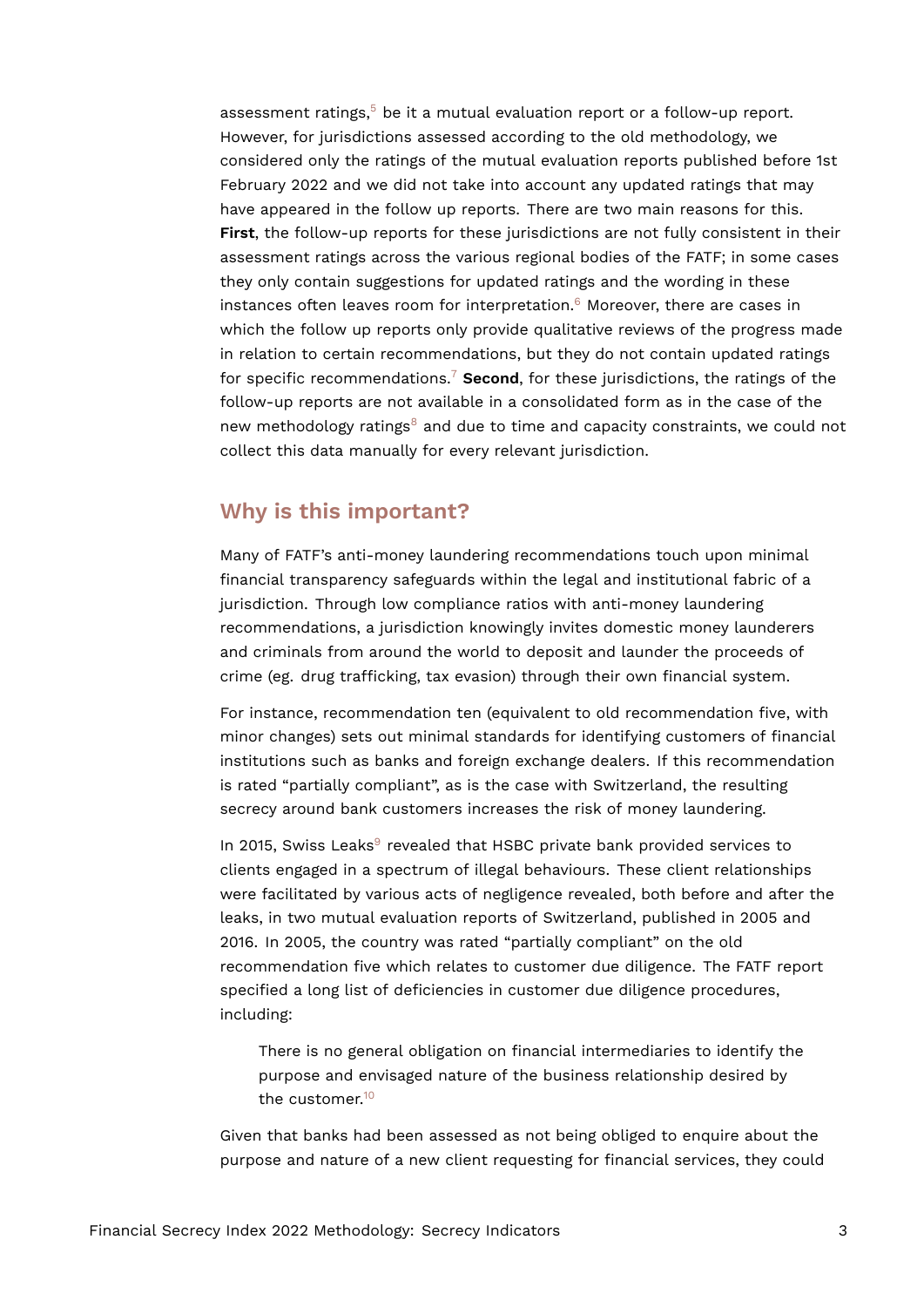assessment ratings,[5] be it a mutual evaluation report or a follow-up report. However, for jurisdictions assessed according to the old methodology, we considered only the ratings of the mutual evaluation reports published before 1st February 2022 and we did not take into account any updated ratings that may have appeared in the follow up reports. There are two main reasons for this. **First**, the follow-up reports for these jurisdictions are not fully consistent in their assessment ratings across the various regional bodies of the FATF; in some cases they only contain suggestions for updated ratings and the wording in these instances often leaves room for interpretation.[6] Moreover, there are cases in which the follow up reports only provide qualitative reviews of the progress made in relation to certain recommendations, but they do not contain updated ratings for specific recommendations.[7] **Second**, for these jurisdictions, the ratings of the follow-up reports are not available in a consolidated form as in the case of the new methodology ratings[8] and due to time and capacity constraints, we could not collect this data manually for every relevant jurisdiction.

## Why is this important?

Many of FATF's anti-money laundering recommendations touch upon minimal financial transparency safeguards within the legal and institutional fabric of a jurisdiction. Through low compliance ratios with anti-money laundering recommendations, a jurisdiction knowingly invites domestic money launderers and criminals from around the world to deposit and launder the proceeds of crime (eg. drug trafficking, tax evasion) through their own financial system.

For instance, recommendation ten (equivalent to old recommendation five, with minor changes) sets out minimal standards for identifying customers of financial institutions such as banks and foreign exchange dealers. If this recommendation is rated "partially compliant", as is the case with Switzerland, the resulting secrecy around bank customers increases the risk of money laundering.

In 2015, Swiss Leaks[9] revealed that HSBC private bank provided services to clients engaged in a spectrum of illegal behaviours. These client relationships were facilitated by various acts of negligence revealed, both before and after the leaks, in two mutual evaluation reports of Switzerland, published in 2005 and 2016. In 2005, the country was rated "partially compliant" on the old recommendation five which relates to customer due diligence. The FATF report specified a long list of deficiencies in customer due diligence procedures, including:

> There is no general obligation on financial intermediaries to identify the purpose and envisaged nature of the business relationship desired by the customer.[10]

Given that banks had been assessed as not being obliged to enquire about the purpose and nature of a new client requesting for financial services, they could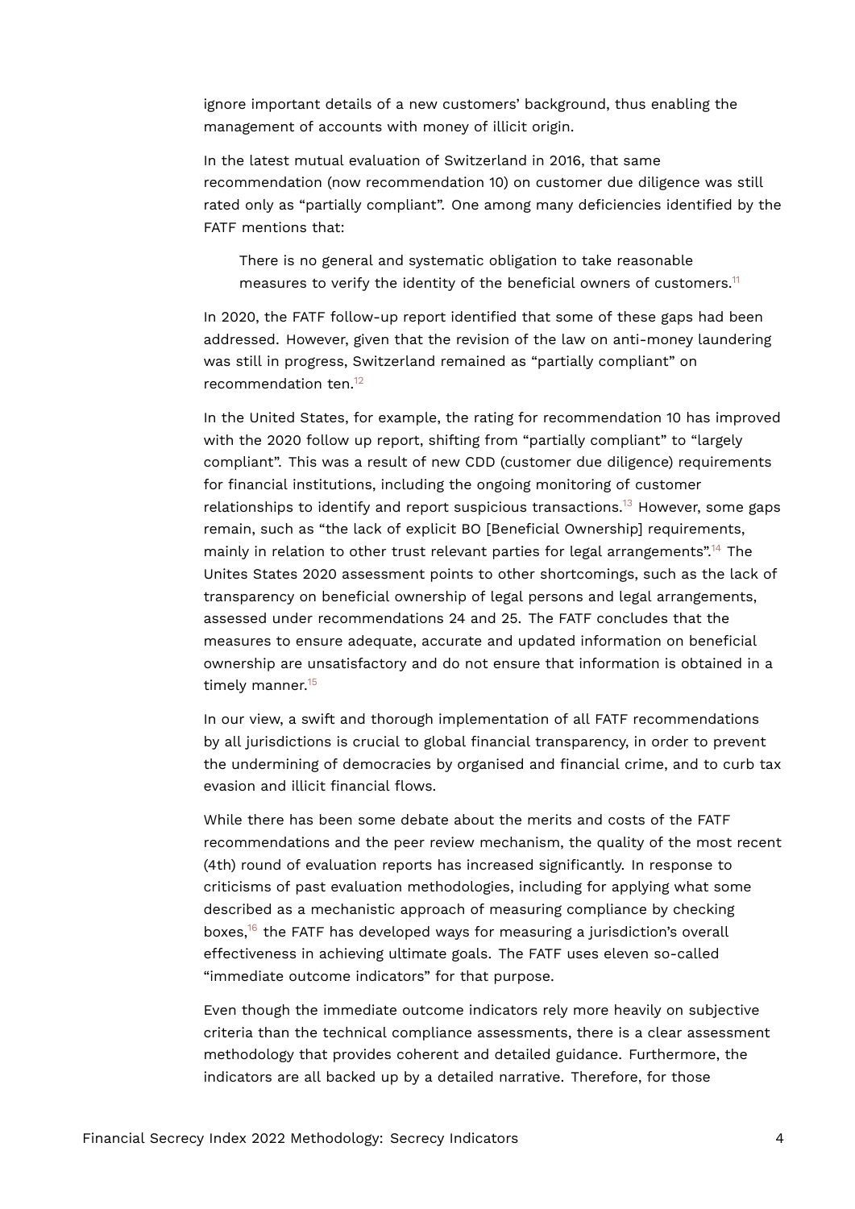ignore important details of a new customers' background, thus enabling the management of accounts with money of illicit origin.

In the latest mutual evaluation of Switzerland in 2016, that same recommendation (now recommendation 10) on customer due diligence was still rated only as "partially compliant". One among many deficiencies identified by the FATF mentions that:

> There is no general and systematic obligation to take reasonable measures to verify the identity of the beneficial owners of customers.[11]

In 2020, the FATF follow-up report identified that some of these gaps had been addressed. However, given that the revision of the law on anti-money laundering was still in progress, Switzerland remained as "partially compliant" on recommendation ten.[12]

In the United States, for example, the rating for recommendation 10 has improved with the 2020 follow up report, shifting from "partially compliant" to "largely compliant". This was a result of new CDD (customer due diligence) requirements for financial institutions, including the ongoing monitoring of customer relationships to identify and report suspicious transactions.[13] However, some gaps remain, such as "the lack of explicit BO [Beneficial Ownership] requirements, mainly in relation to other trust relevant parties for legal arrangements".[14] The Unites States 2020 assessment points to other shortcomings, such as the lack of transparency on beneficial ownership of legal persons and legal arrangements, assessed under recommendations 24 and 25. The FATF concludes that the measures to ensure adequate, accurate and updated information on beneficial ownership are unsatisfactory and do not ensure that information is obtained in a timely manner.[15]

In our view, a swift and thorough implementation of all FATF recommendations by all jurisdictions is crucial to global financial transparency, in order to prevent the undermining of democracies by organised and financial crime, and to curb tax evasion and illicit financial flows.

While there has been some debate about the merits and costs of the FATF recommendations and the peer review mechanism, the quality of the most recent (4th) round of evaluation reports has increased significantly. In response to criticisms of past evaluation methodologies, including for applying what some described as a mechanistic approach of measuring compliance by checking boxes,[16] the FATF has developed ways for measuring a jurisdiction's overall effectiveness in achieving ultimate goals. The FATF uses eleven so-called "immediate outcome indicators" for that purpose.

Even though the immediate outcome indicators rely more heavily on subjective criteria than the technical compliance assessments, there is a clear assessment methodology that provides coherent and detailed guidance. Furthermore, the indicators are all backed up by a detailed narrative. Therefore, for those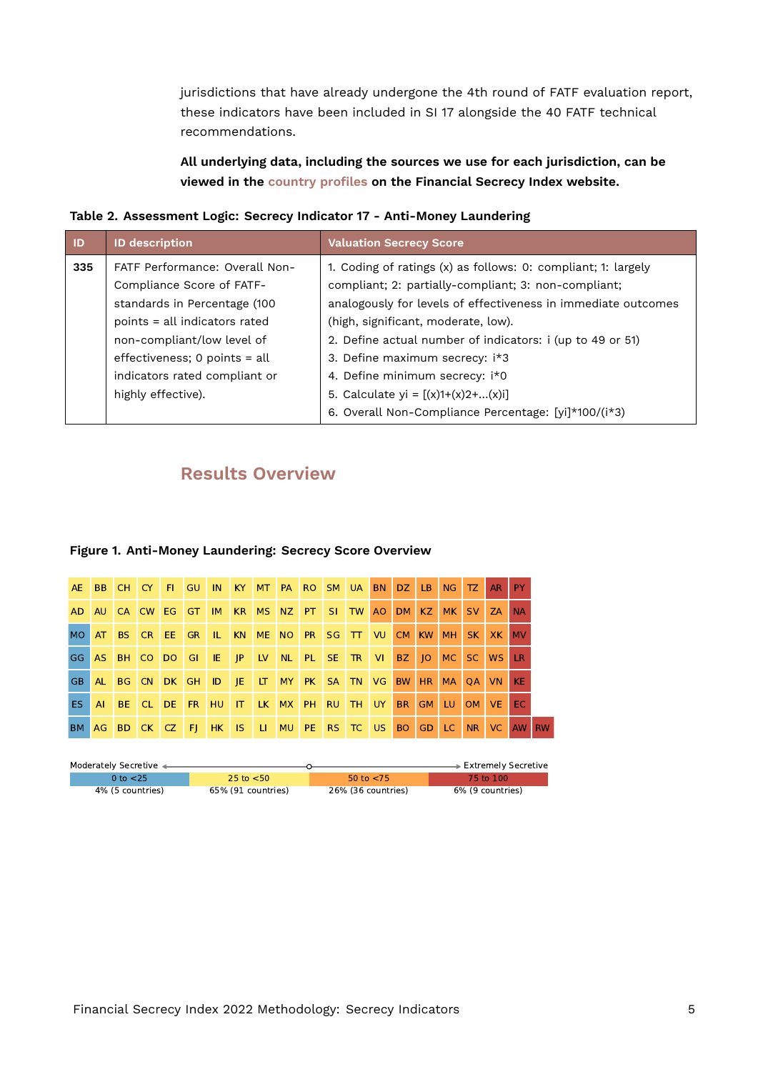jurisdictions that have already undergone the 4th round of FATF evaluation report, these indicators have been included in SI 17 alongside the 40 FATF technical recommendations.

**All underlying data, including the sources we use for each jurisdiction, can be viewed in the country profiles on the Financial Secrecy Index website.**

**Table 2. Assessment Logic: Secrecy Indicator 17 - Anti-Money Laundering**

| ID | ID description | Valuation Secrecy Score |
|---|---|---|
| 335 | FATF Performance: Overall Non-Compliance Score of FATF-standards in Percentage (100 points = all indicators rated non-compliant/low level of effectiveness; 0 points = all indicators rated compliant or highly effective). | 1. Coding of ratings (x) as follows: 0: compliant; 1: largely compliant; 2: partially-compliant; 3: non-compliant; analogously for levels of effectiveness in immediate outcomes (high, significant, moderate, low).<br>2. Define actual number of indicators: i (up to 49 or 51)<br>3. Define maximum secrecy: i*3<br>4. Define minimum secrecy: i*0<br>5. Calculate yi = [(x)1+(x)2+...(x)i]<br>6. Overall Non-Compliance Percentage: [yi]*100/(i*3) |

## Results Overview

**Figure 1. Anti-Money Laundering: Secrecy Score Overview**

| AE | BB | CH | CY | FI | GU | IN | KY | MT | PA | RO | SM | UA | BN | DZ | LB | NG | TZ | AR | PY | |
|---|---|---|---|---|---|---|---|---|---|---|---|---|---|---|---|---|---|---|---|---|
| AD | AU | CA | CW | EG | GT | IM | KR | MS | NZ | PT | SI | TW | AO | DM | KZ | MK | SV | ZA | NA | |
| MO | AT | BS | CR | EE | GR | IL | KN | ME | NO | PR | SG | TT | VU | CM | KW | MH | SK | XK | MV | |
| GG | AS | BH | CO | DO | GI | IE | JP | LV | NL | PL | SE | TR | VI | BZ | JO | MC | SC | WS | LR | |
| GB | AL | BG | CN | DK | GH | ID | JE | LT | MY | PK | SA | TN | VG | BW | HR | MA | QA | VN | KE | |
| ES | AI | BE | CL | DE | FR | HU | IT | LK | MX | PH | RU | TH | UY | BR | GM | LU | OM | VE | EC | |
| BM | AG | BD | CK | CZ | FJ | HK | IS | LI | MU | PE | RS | TC | US | BO | GD | LC | NR | VC | AW | RW |

Moderately Secretive ← → Extremely Secretive

| 0 to <25 | 25 to <50 | 50 to <75 | 75 to 100 |
|---|---|---|---|
| 4% (5 countries) | 65% (91 countries) | 26% (36 countries) | 6% (9 countries) |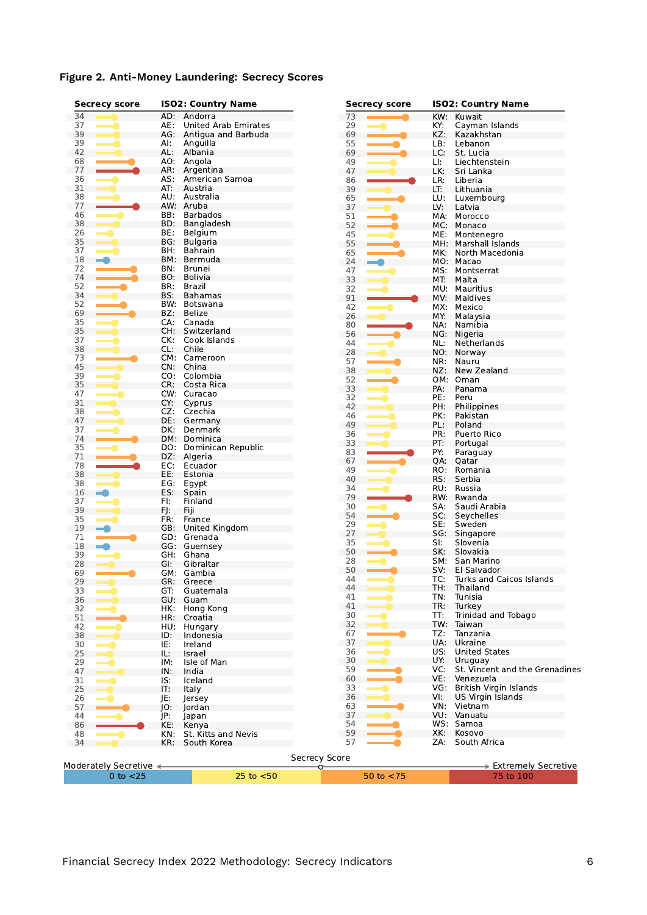**Figure 2. Anti-Money Laundering: Secrecy Scores**

| Secrecy score | ISO2: Country Name |
|---|---|
| 34 | AD: Andorra |
| 37 | AE: United Arab Emirates |
| 39 | AG: Antigua and Barbuda |
| 39 | AI: Anguilla |
| 42 | AL: Albania |
| 68 | AO: Angola |
| 77 | AR: Argentina |
| 36 | AS: American Samoa |
| 31 | AT: Austria |
| 38 | AU: Australia |
| 77 | AW: Aruba |
| 46 | BB: Barbados |
| 38 | BD: Bangladesh |
| 26 | BE: Belgium |
| 35 | BG: Bulgaria |
| 37 | BH: Bahrain |
| 18 | BM: Bermuda |
| 72 | BN: Brunei |
| 74 | BO: Bolivia |
| 52 | BR: Brazil |
| 34 | BS: Bahamas |
| 52 | BW: Botswana |
| 69 | BZ: Belize |
| 35 | CA: Canada |
| 35 | CH: Switzerland |
| 37 | CK: Cook Islands |
| 38 | CL: Chile |
| 73 | CM: Cameroon |
| 45 | CN: China |
| 39 | CO: Colombia |
| 35 | CR: Costa Rica |
| 47 | CW: Curacao |
| 31 | CY: Cyprus |
| 38 | CZ: Czechia |
| 47 | DE: Germany |
| 37 | DK: Denmark |
| 74 | DM: Dominica |
| 35 | DO: Dominican Republic |
| 71 | DZ: Algeria |
| 78 | EC: Ecuador |
| 38 | EE: Estonia |
| 38 | EG: Egypt |
| 16 | ES: Spain |
| 37 | FI: Finland |
| 39 | FJ: Fiji |
| 35 | FR: France |
| 19 | GB: United Kingdom |
| 71 | GD: Grenada |
| 18 | GG: Guernsey |
| 39 | GH: Ghana |
| 28 | GI: Gibraltar |
| 69 | GM: Gambia |
| 29 | GR: Greece |
| 33 | GT: Guatemala |
| 36 | GU: Guam |
| 32 | HK: Hong Kong |
| 51 | HR: Croatia |
| 42 | HU: Hungary |
| 38 | ID: Indonesia |
| 30 | IE: Ireland |
| 25 | IL: Israel |
| 29 | IM: Isle of Man |
| 47 | IN: India |
| 31 | IS: Iceland |
| 25 | IT: Italy |
| 26 | JE: Jersey |
| 57 | JO: Jordan |
| 44 | JP: Japan |
| 86 | KE: Kenya |
| 48 | KN: St. Kitts and Nevis |
| 34 | KR: South Korea |
| 73 | KW: Kuwait |
| 29 | KY: Cayman Islands |
| 69 | KZ: Kazakhstan |
| 55 | LB: Lebanon |
| 69 | LC: St. Lucia |
| 49 | LI: Liechtenstein |
| 47 | LK: Sri Lanka |
| 86 | LR: Liberia |
| 39 | LT: Lithuania |
| 65 | LU: Luxembourg |
| 37 | LV: Latvia |
| 51 | MA: Morocco |
| 52 | MC: Monaco |
| 45 | ME: Montenegro |
| 55 | MH: Marshall Islands |
| 65 | MK: North Macedonia |
| 24 | MO: Macao |
| 47 | MS: Montserrat |
| 33 | MT: Malta |
| 32 | MU: Mauritius |
| 91 | MV: Maldives |
| 42 | MX: Mexico |
| 26 | MY: Malaysia |
| 80 | NA: Namibia |
| 56 | NG: Nigeria |
| 44 | NL: Netherlands |
| 28 | NO: Norway |
| 57 | NR: Nauru |
| 38 | NZ: New Zealand |
| 52 | OM: Oman |
| 33 | PA: Panama |
| 32 | PE: Peru |
| 42 | PH: Philippines |
| 46 | PK: Pakistan |
| 49 | PL: Poland |
| 36 | PR: Puerto Rico |
| 33 | PT: Portugal |
| 83 | PY: Paraguay |
| 67 | QA: Qatar |
| 49 | RO: Romania |
| 40 | RS: Serbia |
| 34 | RU: Russia |
| 79 | RW: Rwanda |
| 30 | SA: Saudi Arabia |
| 54 | SC: Seychelles |
| 29 | SE: Sweden |
| 27 | SG: Singapore |
| 35 | SI: Slovenia |
| 50 | SK: Slovakia |
| 28 | SM: San Marino |
| 50 | SV: El Salvador |
| 44 | TC: Turks and Caicos Islands |
| 44 | TH: Thailand |
| 41 | TN: Tunisia |
| 41 | TR: Turkey |
| 30 | TT: Trinidad and Tobago |
| 32 | TW: Taiwan |
| 67 | TZ: Tanzania |
| 37 | UA: Ukraine |
| 36 | US: United States |
| 30 | UY: Uruguay |
| 59 | VC: St. Vincent and the Grenadines |
| 60 | VE: Venezuela |
| 33 | VG: British Virgin Islands |
| 36 | VI: US Virgin Islands |
| 63 | VN: Vietnam |
| 37 | VU: Vanuatu |
| 54 | WS: Samoa |
| 59 | XK: Kosovo |
| 57 | ZA: South Africa |

Secrecy Score: Moderately Secretive ← → Extremely Secretive

0 to <25 | 25 to <50 | 50 to <75 | 75 to 100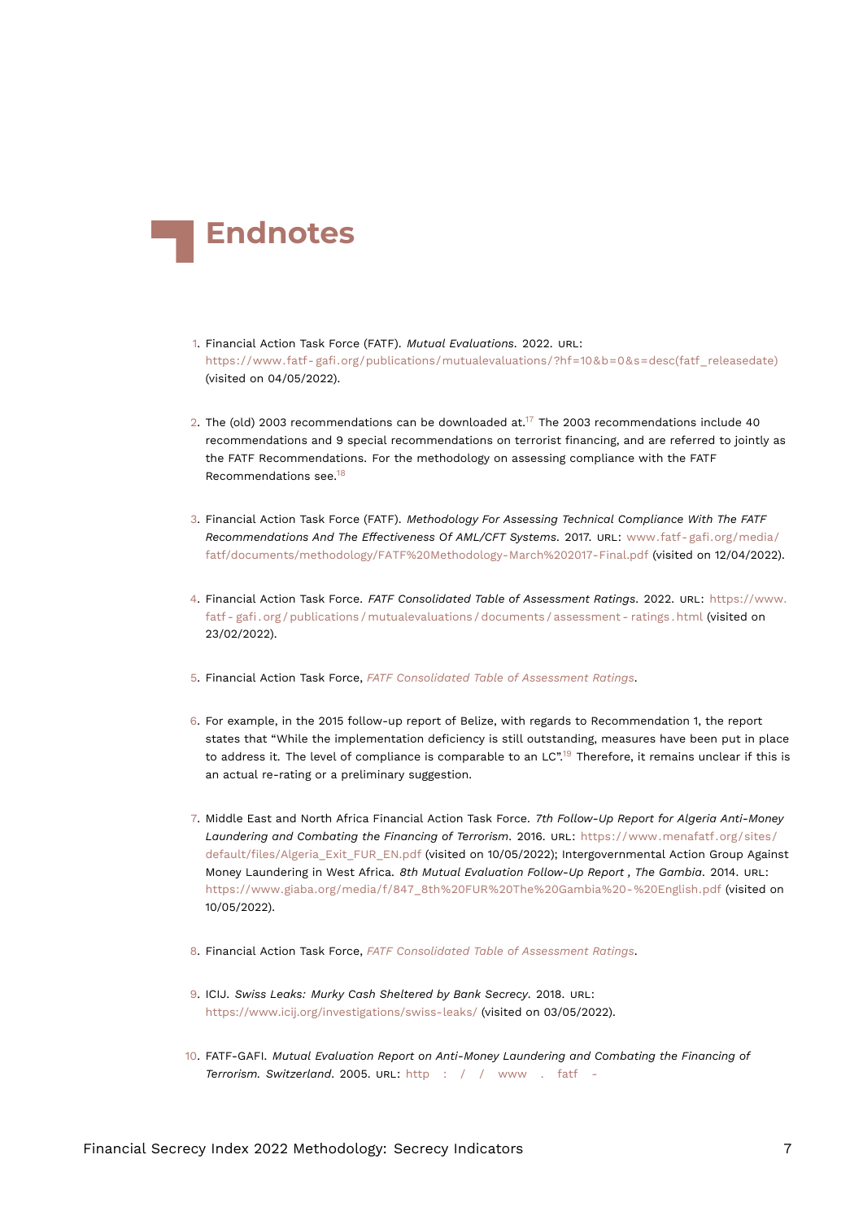# Endnotes

1. Financial Action Task Force (FATF). *Mutual Evaluations*. 2022. URL: https://www.fatf-gafi.org/publications/mutualevaluations/?hf=10&b=0&s=desc(fatf_releasedate) (visited on 04/05/2022).

2. The (old) 2003 recommendations can be downloaded at.[17] The 2003 recommendations include 40 recommendations and 9 special recommendations on terrorist financing, and are referred to jointly as the FATF Recommendations. For the methodology on assessing compliance with the FATF Recommendations see.[18]

3. Financial Action Task Force (FATF). *Methodology For Assessing Technical Compliance With The FATF Recommendations And The Effectiveness Of AML/CFT Systems*. 2017. URL: www.fatf-gafi.org/media/fatf/documents/methodology/FATF%20Methodology-March%202017-Final.pdf (visited on 12/04/2022).

4. Financial Action Task Force. *FATF Consolidated Table of Assessment Ratings*. 2022. URL: https://www.fatf-gafi.org/publications/mutualevaluations/documents/assessment-ratings.html (visited on 23/02/2022).

5. Financial Action Task Force, *FATF Consolidated Table of Assessment Ratings*.

6. For example, in the 2015 follow-up report of Belize, with regards to Recommendation 1, the report states that "While the implementation deficiency is still outstanding, measures have been put in place to address it. The level of compliance is comparable to an LC".[19] Therefore, it remains unclear if this is an actual re-rating or a preliminary suggestion.

7. Middle East and North Africa Financial Action Task Force. *7th Follow-Up Report for Algeria Anti-Money Laundering and Combating the Financing of Terrorism*. 2016. URL: https://www.menafatf.org/sites/default/files/Algeria_Exit_FUR_EN.pdf (visited on 10/05/2022); Intergovernmental Action Group Against Money Laundering in West Africa. *8th Mutual Evaluation Follow-Up Report , The Gambia*. 2014. URL: https://www.giaba.org/media/f/847_8th%20FUR%20The%20Gambia%20-%20English.pdf (visited on 10/05/2022).

8. Financial Action Task Force, *FATF Consolidated Table of Assessment Ratings*.

9. ICIJ. *Swiss Leaks: Murky Cash Sheltered by Bank Secrecy*. 2018. URL: https://www.icij.org/investigations/swiss-leaks/ (visited on 03/05/2022).

10. FATF-GAFI. *Mutual Evaluation Report on Anti-Money Laundering and Combating the Financing of Terrorism. Switzerland*. 2005. URL: http://www.fatf-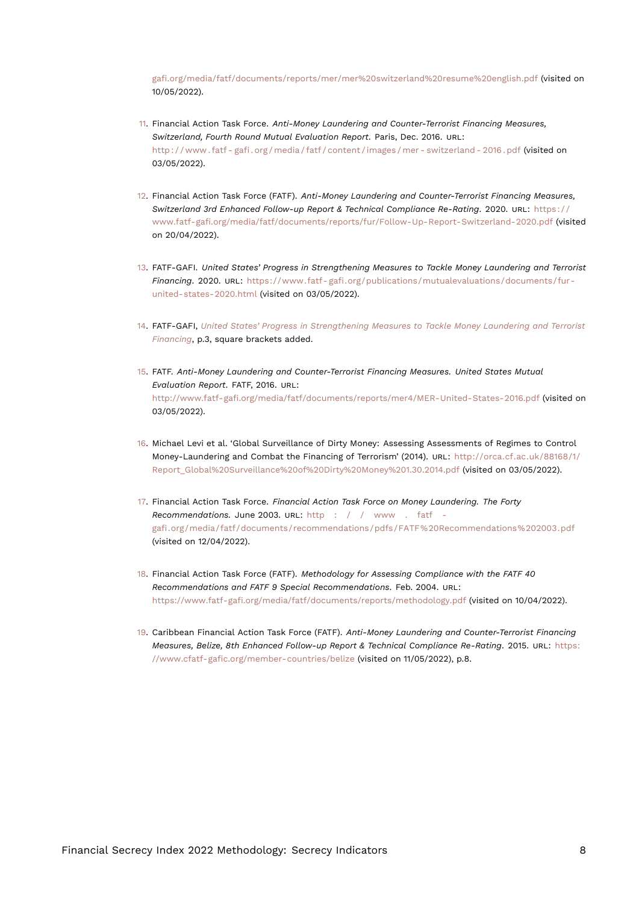gafi.org/media/fatf/documents/reports/mer/mer%20switzerland%20resume%20english.pdf (visited on 10/05/2022).

11. Financial Action Task Force. *Anti-Money Laundering and Counter-Terrorist Financing Measures, Switzerland, Fourth Round Mutual Evaluation Report.* Paris, Dec. 2016. URL: http://www.fatf-gafi.org/media/fatf/content/images/mer-switzerland-2016.pdf (visited on 03/05/2022).

12. Financial Action Task Force (FATF). *Anti-Money Laundering and Counter-Terrorist Financing Measures, Switzerland 3rd Enhanced Follow-up Report & Technical Compliance Re-Rating*. 2020. URL: https://www.fatf-gafi.org/media/fatf/documents/reports/fur/Follow-Up-Report-Switzerland-2020.pdf (visited on 20/04/2022).

13. FATF-GAFI. *United States' Progress in Strengthening Measures to Tackle Money Laundering and Terrorist Financing*. 2020. URL: https://www.fatf-gafi.org/publications/mutualevaluations/documents/fur-united-states-2020.html (visited on 03/05/2022).

14. FATF-GAFI, *United States' Progress in Strengthening Measures to Tackle Money Laundering and Terrorist Financing*, p.3, square brackets added.

15. FATF. *Anti-Money Laundering and Counter-Terrorist Financing Measures. United States Mutual Evaluation Report.* FATF, 2016. URL: http://www.fatf-gafi.org/media/fatf/documents/reports/mer4/MER-United-States-2016.pdf (visited on 03/05/2022).

16. Michael Levi et al. 'Global Surveillance of Dirty Money: Assessing Assessments of Regimes to Control Money-Laundering and Combat the Financing of Terrorism' (2014). URL: http://orca.cf.ac.uk/88168/1/Report_Global%20Surveillance%20of%20Dirty%20Money%201.30.2014.pdf (visited on 03/05/2022).

17. Financial Action Task Force. *Financial Action Task Force on Money Laundering. The Forty Recommendations.* June 2003. URL: http://www.fatf-gafi.org/media/fatf/documents/recommendations/pdfs/FATF%20Recommendations%202003.pdf (visited on 12/04/2022).

18. Financial Action Task Force (FATF). *Methodology for Assessing Compliance with the FATF 40 Recommendations and FATF 9 Special Recommendations.* Feb. 2004. URL: https://www.fatf-gafi.org/media/fatf/documents/reports/methodology.pdf (visited on 10/04/2022).

19. Caribbean Financial Action Task Force (FATF). *Anti-Money Laundering and Counter-Terrorist Financing Measures, Belize, 8th Enhanced Follow-up Report & Technical Compliance Re-Rating*. 2015. URL: https://www.cfatf-gafic.org/member-countries/belize (visited on 11/05/2022), p.8.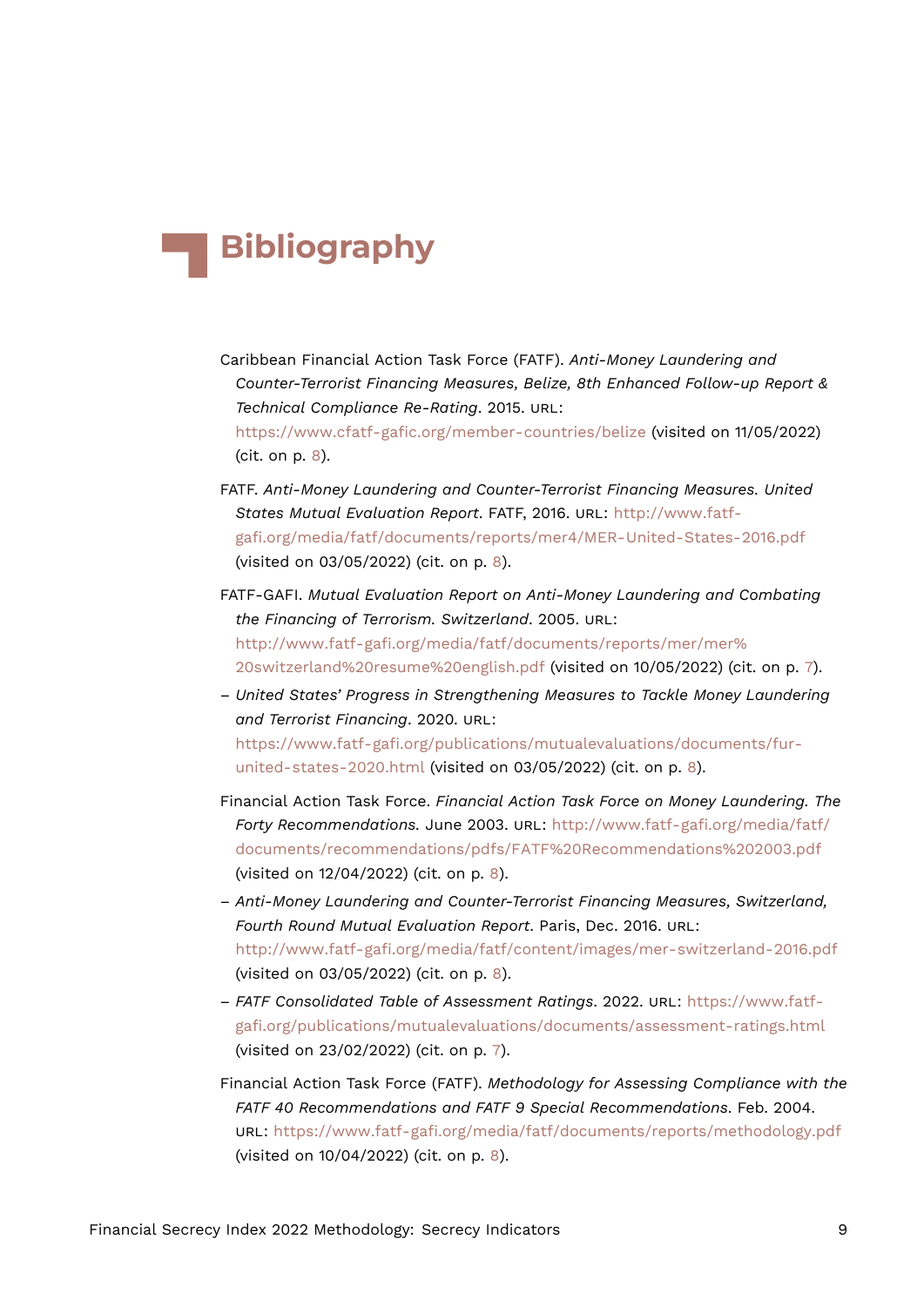# Bibliography

Caribbean Financial Action Task Force (FATF). *Anti-Money Laundering and Counter-Terrorist Financing Measures, Belize, 8th Enhanced Follow-up Report & Technical Compliance Re-Rating*. 2015. URL: https://www.cfatf-gafic.org/member-countries/belize (visited on 11/05/2022) (cit. on p. 8).

FATF. *Anti-Money Laundering and Counter-Terrorist Financing Measures. United States Mutual Evaluation Report*. FATF, 2016. URL: http://www.fatf-gafi.org/media/fatf/documents/reports/mer4/MER-United-States-2016.pdf (visited on 03/05/2022) (cit. on p. 8).

FATF-GAFI. *Mutual Evaluation Report on Anti-Money Laundering and Combating the Financing of Terrorism. Switzerland*. 2005. URL: http://www.fatf-gafi.org/media/fatf/documents/reports/mer/mer%20switzerland%20resume%20english.pdf (visited on 10/05/2022) (cit. on p. 7).

– *United States' Progress in Strengthening Measures to Tackle Money Laundering and Terrorist Financing*. 2020. URL: https://www.fatf-gafi.org/publications/mutualevaluations/documents/fur-united-states-2020.html (visited on 03/05/2022) (cit. on p. 8).

Financial Action Task Force. *Financial Action Task Force on Money Laundering. The Forty Recommendations*. June 2003. URL: http://www.fatf-gafi.org/media/fatf/documents/recommendations/pdfs/FATF%20Recommendations%202003.pdf (visited on 12/04/2022) (cit. on p. 8).

– *Anti-Money Laundering and Counter-Terrorist Financing Measures, Switzerland, Fourth Round Mutual Evaluation Report*. Paris, Dec. 2016. URL: http://www.fatf-gafi.org/media/fatf/content/images/mer-switzerland-2016.pdf (visited on 03/05/2022) (cit. on p. 8).

– *FATF Consolidated Table of Assessment Ratings*. 2022. URL: https://www.fatf-gafi.org/publications/mutualevaluations/documents/assessment-ratings.html (visited on 23/02/2022) (cit. on p. 7).

Financial Action Task Force (FATF). *Methodology for Assessing Compliance with the FATF 40 Recommendations and FATF 9 Special Recommendations*. Feb. 2004. URL: https://www.fatf-gafi.org/media/fatf/documents/reports/methodology.pdf (visited on 10/04/2022) (cit. on p. 8).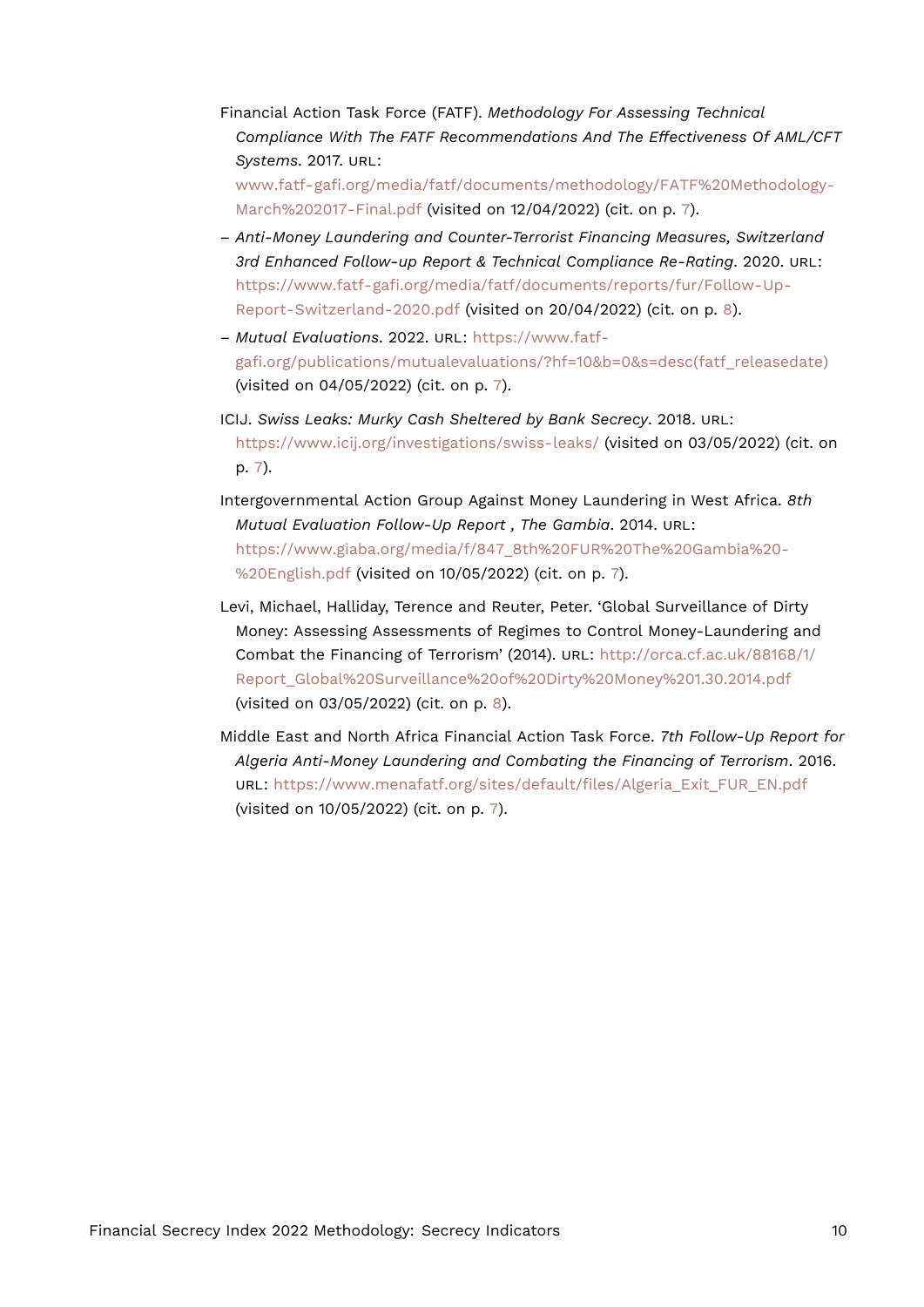Financial Action Task Force (FATF). *Methodology For Assessing Technical Compliance With The FATF Recommendations And The Effectiveness Of AML/CFT Systems*. 2017. URL: www.fatf-gafi.org/media/fatf/documents/methodology/FATF%20Methodology-March%202017-Final.pdf (visited on 12/04/2022) (cit. on p. 7).

– *Anti-Money Laundering and Counter-Terrorist Financing Measures, Switzerland 3rd Enhanced Follow-up Report & Technical Compliance Re-Rating*. 2020. URL: https://www.fatf-gafi.org/media/fatf/documents/reports/fur/Follow-Up-Report-Switzerland-2020.pdf (visited on 20/04/2022) (cit. on p. 8).

– *Mutual Evaluations*. 2022. URL: https://www.fatf-gafi.org/publications/mutualevaluations/?hf=10&b=0&s=desc(fatf_releasedate) (visited on 04/05/2022) (cit. on p. 7).

ICIJ. *Swiss Leaks: Murky Cash Sheltered by Bank Secrecy*. 2018. URL: https://www.icij.org/investigations/swiss-leaks/ (visited on 03/05/2022) (cit. on p. 7).

Intergovernmental Action Group Against Money Laundering in West Africa. *8th Mutual Evaluation Follow-Up Report , The Gambia*. 2014. URL: https://www.giaba.org/media/f/847_8th%20FUR%20The%20Gambia%20-%20English.pdf (visited on 10/05/2022) (cit. on p. 7).

Levi, Michael, Halliday, Terence and Reuter, Peter. 'Global Surveillance of Dirty Money: Assessing Assessments of Regimes to Control Money-Laundering and Combat the Financing of Terrorism' (2014). URL: http://orca.cf.ac.uk/88168/1/Report_Global%20Surveillance%20of%20Dirty%20Money%201.30.2014.pdf (visited on 03/05/2022) (cit. on p. 8).

Middle East and North Africa Financial Action Task Force. *7th Follow-Up Report for Algeria Anti-Money Laundering and Combating the Financing of Terrorism*. 2016. URL: https://www.menafatf.org/sites/default/files/Algeria_Exit_FUR_EN.pdf (visited on 10/05/2022) (cit. on p. 7).